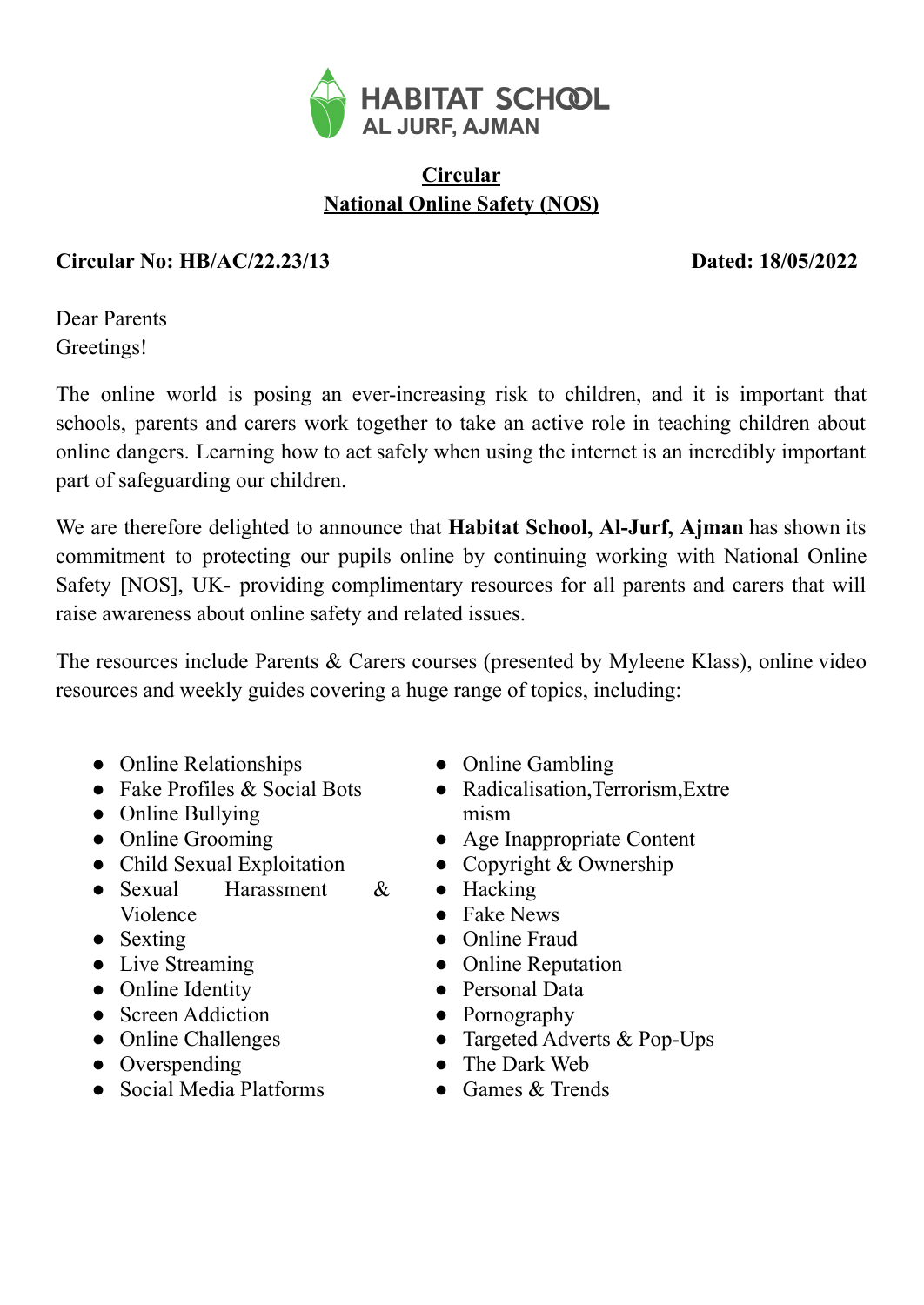# HABITAT SCHOOL
## AL JURF, AJMAN

**Circular**
**National Online Safety (NOS)**

**Circular No: HB/AC/22.23/13** **Dated: 18/05/2022**

Dear Parents
Greetings!

The online world is posing an ever-increasing risk to children, and it is important that schools, parents and carers work together to take an active role in teaching children about online dangers. Learning how to act safely when using the internet is an incredibly important part of safeguarding our children.

We are therefore delighted to announce that **Habitat School, Al-Jurf, Ajman** has shown its commitment to protecting our pupils online by continuing working with National Online Safety [NOS], UK- providing complimentary resources for all parents and carers that will raise awareness about online safety and related issues.

The resources include Parents & Carers courses (presented by Myleene Klass), online video resources and weekly guides covering a huge range of topics, including:

- Online Relationships
- Fake Profiles & Social Bots
- Online Bullying
- Online Grooming
- Child Sexual Exploitation
- Sexual Harassment & Violence
- Sexting
- Live Streaming
- Online Identity
- Screen Addiction
- Online Challenges
- Overspending
- Social Media Platforms
- Online Gambling
- Radicalisation,Terrorism,Extremism
- Age Inappropriate Content
- Copyright & Ownership
- Hacking
- Fake News
- Online Fraud
- Online Reputation
- Personal Data
- Pornography
- Targeted Adverts & Pop-Ups
- The Dark Web
- Games & Trends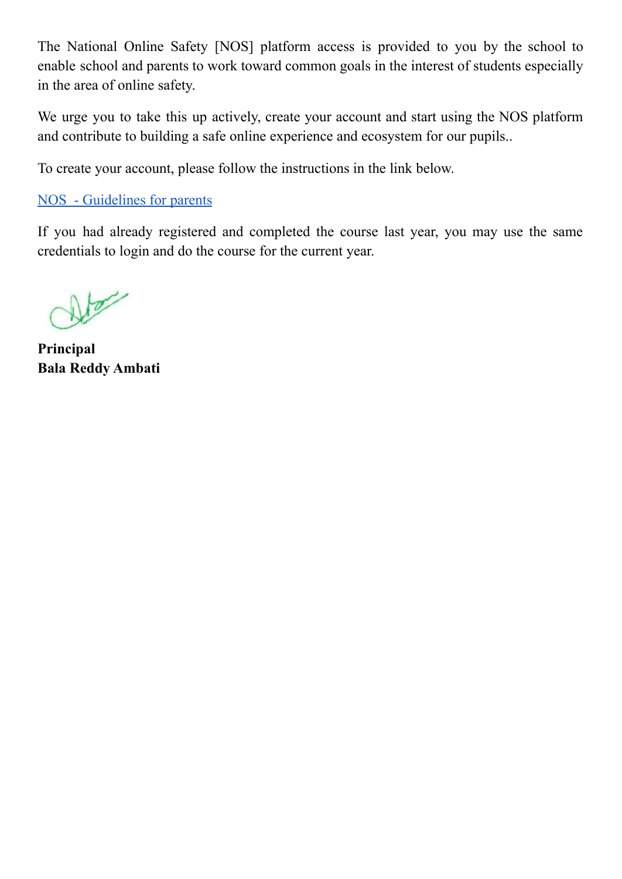The National Online Safety [NOS] platform access is provided to you by the school to enable school and parents to work toward common goals in the interest of students especially in the area of online safety.

We urge you to take this up actively, create your account and start using the NOS platform and contribute to building a safe online experience and ecosystem for our pupils..

To create your account, please follow the instructions in the link below.

NOS  - Guidelines for parents

If you had already registered and completed the course last year, you may use the same credentials to login and do the course for the current year.

**Principal**
**Bala Reddy Ambati**